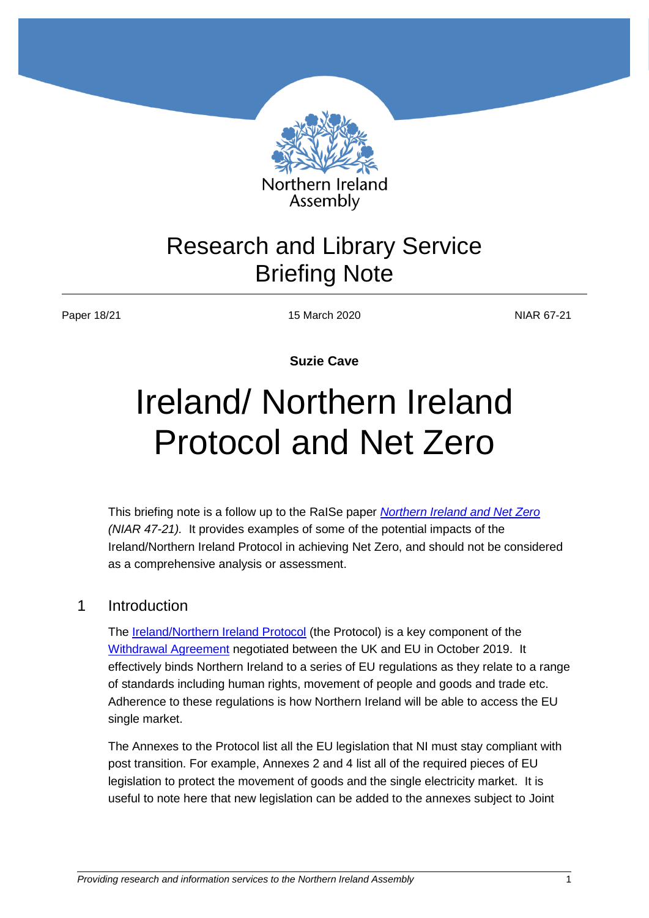Northern Ireland Assembly

# Research and Library Service Briefing Note

Paper 18/21 | 15 March 2020 | NIAR 67-21

**Suzie Cave**

# Ireland/ Northern Ireland Protocol and Net Zero

This briefing note is a follow up to the RaISe paper *Northern Ireland and Net Zero (NIAR 47-21).* It provides examples of some of the potential impacts of the Ireland/Northern Ireland Protocol in achieving Net Zero, and should not be considered as a comprehensive analysis or assessment.

## 1 Introduction

The Ireland/Northern Ireland Protocol (the Protocol) is a key component of the Withdrawal Agreement negotiated between the UK and EU in October 2019. It effectively binds Northern Ireland to a series of EU regulations as they relate to a range of standards including human rights, movement of people and goods and trade etc. Adherence to these regulations is how Northern Ireland will be able to access the EU single market.

The Annexes to the Protocol list all the EU legislation that NI must stay compliant with post transition. For example, Annexes 2 and 4 list all of the required pieces of EU legislation to protect the movement of goods and the single electricity market. It is useful to note here that new legislation can be added to the annexes subject to Joint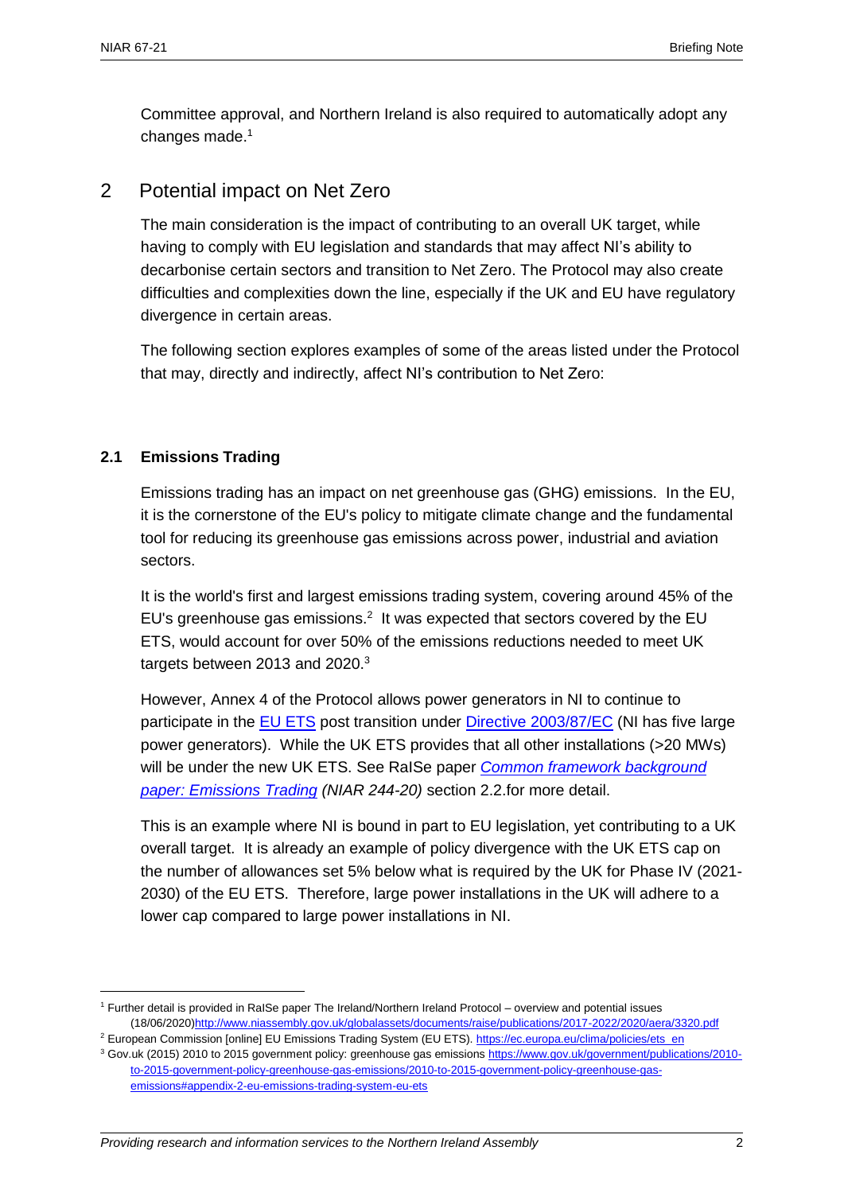Committee approval, and Northern Ireland is also required to automatically adopt any changes made.[1]

## 2 Potential impact on Net Zero

The main consideration is the impact of contributing to an overall UK target, while having to comply with EU legislation and standards that may affect NI's ability to decarbonise certain sectors and transition to Net Zero. The Protocol may also create difficulties and complexities down the line, especially if the UK and EU have regulatory divergence in certain areas.

The following section explores examples of some of the areas listed under the Protocol that may, directly and indirectly, affect NI's contribution to Net Zero:

### 2.1 Emissions Trading

Emissions trading has an impact on net greenhouse gas (GHG) emissions. In the EU, it is the cornerstone of the EU's policy to mitigate climate change and the fundamental tool for reducing its greenhouse gas emissions across power, industrial and aviation sectors.

It is the world's first and largest emissions trading system, covering around 45% of the EU's greenhouse gas emissions.[2] It was expected that sectors covered by the EU ETS, would account for over 50% of the emissions reductions needed to meet UK targets between 2013 and 2020.[3]

However, Annex 4 of the Protocol allows power generators in NI to continue to participate in the EU ETS post transition under Directive 2003/87/EC (NI has five large power generators). While the UK ETS provides that all other installations (>20 MWs) will be under the new UK ETS. See RaISe paper *Common framework background paper: Emissions Trading (NIAR 244-20)* section 2.2.for more detail.

This is an example where NI is bound in part to EU legislation, yet contributing to a UK overall target. It is already an example of policy divergence with the UK ETS cap on the number of allowances set 5% below what is required by the UK for Phase IV (2021-2030) of the EU ETS. Therefore, large power installations in the UK will adhere to a lower cap compared to large power installations in NI.

---

[1] Further detail is provided in RaISe paper The Ireland/Northern Ireland Protocol – overview and potential issues (18/06/2020)http://www.niassembly.gov.uk/globalassets/documents/raise/publications/2017-2022/2020/aera/3320.pdf

[2] European Commission [online] EU Emissions Trading System (EU ETS). https://ec.europa.eu/clima/policies/ets_en

[3] Gov.uk (2015) 2010 to 2015 government policy: greenhouse gas emissions https://www.gov.uk/government/publications/2010-to-2015-government-policy-greenhouse-gas-emissions/2010-to-2015-government-policy-greenhouse-gas-emissions#appendix-2-eu-emissions-trading-system-eu-ets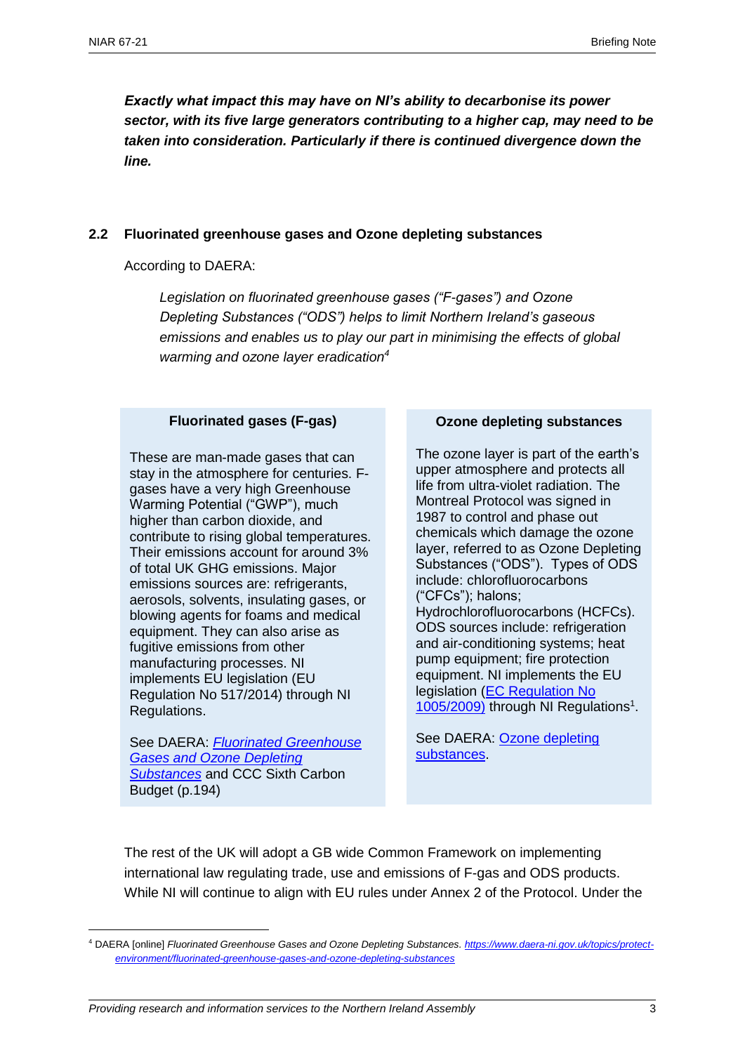***Exactly what impact this may have on NI's ability to decarbonise its power sector, with its five large generators contributing to a higher cap, may need to be taken into consideration. Particularly if there is continued divergence down the line.***

## 2.2 Fluorinated greenhouse gases and Ozone depleting substances

According to DAERA:

> *Legislation on fluorinated greenhouse gases ("F-gases") and Ozone Depleting Substances ("ODS") helps to limit Northern Ireland's gaseous emissions and enables us to play our part in minimising the effects of global warming and ozone layer eradication*[4]

**Fluorinated gases (F-gas)**

These are man-made gases that can stay in the atmosphere for centuries. F-gases have a very high Greenhouse Warming Potential ("GWP"), much higher than carbon dioxide, and contribute to rising global temperatures. Their emissions account for around 3% of total UK GHG emissions. Major emissions sources are: refrigerants, aerosols, solvents, insulating gases, or blowing agents for foams and medical equipment. They can also arise as fugitive emissions from other manufacturing processes. NI implements EU legislation (EU Regulation No 517/2014) through NI Regulations.

See DAERA: *Fluorinated Greenhouse Gases and Ozone Depleting Substances* and CCC Sixth Carbon Budget (p.194)

**Ozone depleting substances**

The ozone layer is part of the earth's upper atmosphere and protects all life from ultra-violet radiation. The Montreal Protocol was signed in 1987 to control and phase out chemicals which damage the ozone layer, referred to as Ozone Depleting Substances ("ODS"). Types of ODS include: chlorofluorocarbons ("CFCs"); halons; Hydrochlorofluorocarbons (HCFCs). ODS sources include: refrigeration and air-conditioning systems; heat pump equipment; fire protection equipment. NI implements the EU legislation (EC Regulation No 1005/2009) through NI Regulations[1].

See DAERA: Ozone depleting substances.

The rest of the UK will adopt a GB wide Common Framework on implementing international law regulating trade, use and emissions of F-gas and ODS products. While NI will continue to align with EU rules under Annex 2 of the Protocol. Under the

---

[4] DAERA [online] *Fluorinated Greenhouse Gases and Ozone Depleting Substances.* https://www.daera-ni.gov.uk/topics/protect-environment/fluorinated-greenhouse-gases-and-ozone-depleting-substances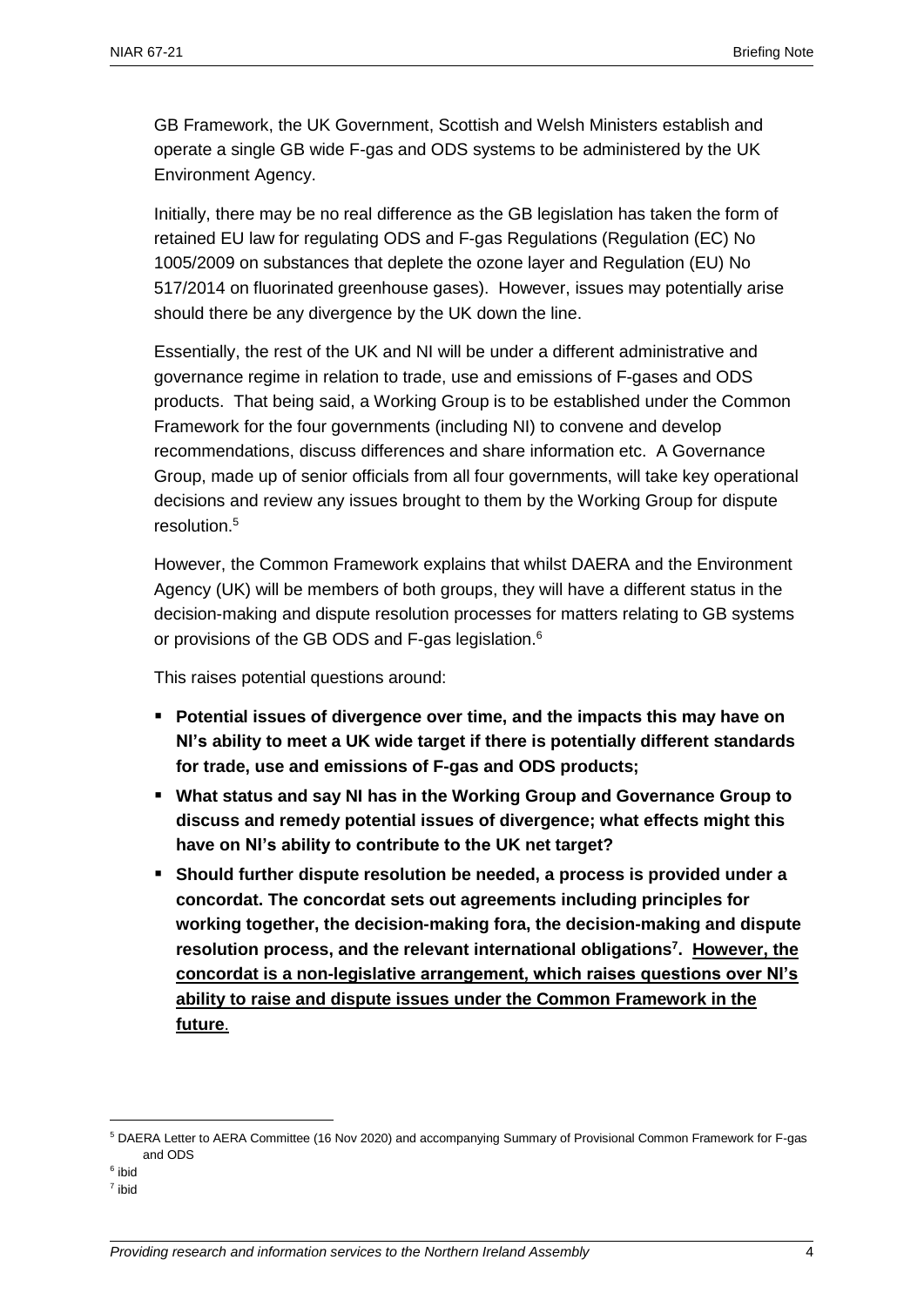GB Framework, the UK Government, Scottish and Welsh Ministers establish and operate a single GB wide F-gas and ODS systems to be administered by the UK Environment Agency.

Initially, there may be no real difference as the GB legislation has taken the form of retained EU law for regulating ODS and F-gas Regulations (Regulation (EC) No 1005/2009 on substances that deplete the ozone layer and Regulation (EU) No 517/2014 on fluorinated greenhouse gases). However, issues may potentially arise should there be any divergence by the UK down the line.

Essentially, the rest of the UK and NI will be under a different administrative and governance regime in relation to trade, use and emissions of F-gases and ODS products. That being said, a Working Group is to be established under the Common Framework for the four governments (including NI) to convene and develop recommendations, discuss differences and share information etc. A Governance Group, made up of senior officials from all four governments, will take key operational decisions and review any issues brought to them by the Working Group for dispute resolution.[5]

However, the Common Framework explains that whilst DAERA and the Environment Agency (UK) will be members of both groups, they will have a different status in the decision-making and dispute resolution processes for matters relating to GB systems or provisions of the GB ODS and F-gas legislation.[6]

This raises potential questions around:

- **Potential issues of divergence over time, and the impacts this may have on NI's ability to meet a UK wide target if there is potentially different standards for trade, use and emissions of F-gas and ODS products;**
- **What status and say NI has in the Working Group and Governance Group to discuss and remedy potential issues of divergence; what effects might this have on NI's ability to contribute to the UK net target?**
- **Should further dispute resolution be needed, a process is provided under a concordat. The concordat sets out agreements including principles for working together, the decision-making fora, the decision-making and dispute resolution process, and the relevant international obligations[7]. <u>However, the concordat is a non-legislative arrangement, which raises questions over NI's ability to raise and dispute issues under the Common Framework in the future</u>.**

---

[5] DAERA Letter to AERA Committee (16 Nov 2020) and accompanying Summary of Provisional Common Framework for F-gas and ODS

[6] ibid

[7] ibid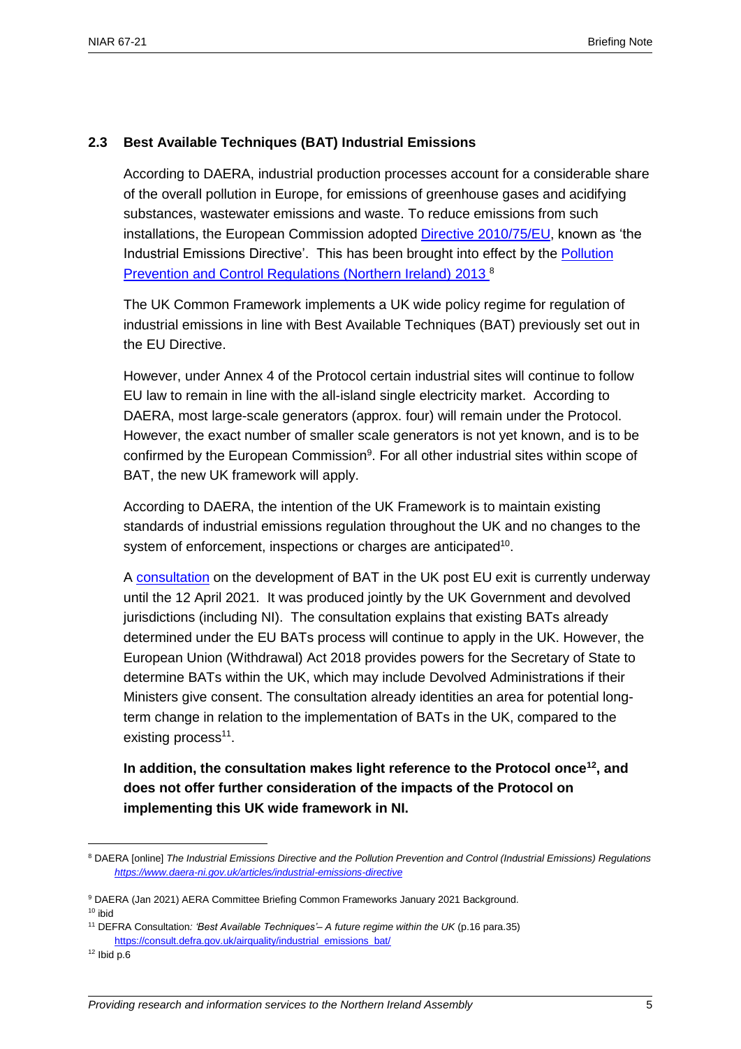### 2.3 Best Available Techniques (BAT) Industrial Emissions

According to DAERA, industrial production processes account for a considerable share of the overall pollution in Europe, for emissions of greenhouse gases and acidifying substances, wastewater emissions and waste. To reduce emissions from such installations, the European Commission adopted [Directive 2010/75/EU](), known as 'the Industrial Emissions Directive'. This has been brought into effect by the [Pollution Prevention and Control Regulations (Northern Ireland) 2013]() [8]

The UK Common Framework implements a UK wide policy regime for regulation of industrial emissions in line with Best Available Techniques (BAT) previously set out in the EU Directive.

However, under Annex 4 of the Protocol certain industrial sites will continue to follow EU law to remain in line with the all-island single electricity market. According to DAERA, most large-scale generators (approx. four) will remain under the Protocol. However, the exact number of smaller scale generators is not yet known, and is to be confirmed by the European Commission[9]. For all other industrial sites within scope of BAT, the new UK framework will apply.

According to DAERA, the intention of the UK Framework is to maintain existing standards of industrial emissions regulation throughout the UK and no changes to the system of enforcement, inspections or charges are anticipated[10].

A [consultation]() on the development of BAT in the UK post EU exit is currently underway until the 12 April 2021. It was produced jointly by the UK Government and devolved jurisdictions (including NI). The consultation explains that existing BATs already determined under the EU BATs process will continue to apply in the UK. However, the European Union (Withdrawal) Act 2018 provides powers for the Secretary of State to determine BATs within the UK, which may include Devolved Administrations if their Ministers give consent. The consultation already identities an area for potential long-term change in relation to the implementation of BATs in the UK, compared to the existing process[11].

**In addition, the consultation makes light reference to the Protocol once[12], and does not offer further consideration of the impacts of the Protocol on implementing this UK wide framework in NI.**

---

[8] DAERA [online] *The Industrial Emissions Directive and the Pollution Prevention and Control (Industrial Emissions) Regulations* *https://www.daera-ni.gov.uk/articles/industrial-emissions-directive*

[9] DAERA (Jan 2021) AERA Committee Briefing Common Frameworks January 2021 Background.

[10] ibid

[11] DEFRA Consultation*: 'Best Available Techniques'– A future regime within the UK* (p.16 para.35) https://consult.defra.gov.uk/airquality/industrial_emissions_bat/

[12] Ibid p.6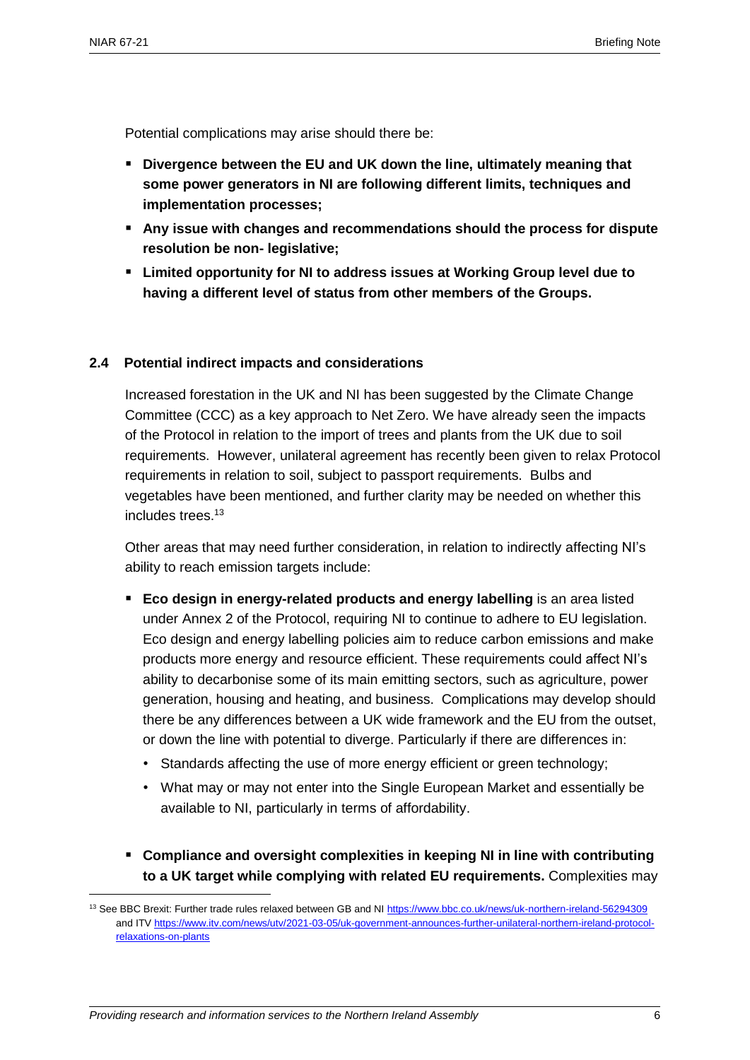Potential complications may arise should there be:

- **Divergence between the EU and UK down the line, ultimately meaning that some power generators in NI are following different limits, techniques and implementation processes;**
- **Any issue with changes and recommendations should the process for dispute resolution be non- legislative;**
- **Limited opportunity for NI to address issues at Working Group level due to having a different level of status from other members of the Groups.**

### 2.4 Potential indirect impacts and considerations

Increased forestation in the UK and NI has been suggested by the Climate Change Committee (CCC) as a key approach to Net Zero. We have already seen the impacts of the Protocol in relation to the import of trees and plants from the UK due to soil requirements. However, unilateral agreement has recently been given to relax Protocol requirements in relation to soil, subject to passport requirements. Bulbs and vegetables have been mentioned, and further clarity may be needed on whether this includes trees.[13]

Other areas that may need further consideration, in relation to indirectly affecting NI's ability to reach emission targets include:

- **Eco design in energy-related products and energy labelling** is an area listed under Annex 2 of the Protocol, requiring NI to continue to adhere to EU legislation. Eco design and energy labelling policies aim to reduce carbon emissions and make products more energy and resource efficient. These requirements could affect NI's ability to decarbonise some of its main emitting sectors, such as agriculture, power generation, housing and heating, and business. Complications may develop should there be any differences between a UK wide framework and the EU from the outset, or down the line with potential to diverge. Particularly if there are differences in:
  - Standards affecting the use of more energy efficient or green technology;
  - What may or may not enter into the Single European Market and essentially be available to NI, particularly in terms of affordability.
- **Compliance and oversight complexities in keeping NI in line with contributing to a UK target while complying with related EU requirements.** Complexities may

[13] See BBC Brexit: Further trade rules relaxed between GB and NI https://www.bbc.co.uk/news/uk-northern-ireland-56294309 and ITV https://www.itv.com/news/utv/2021-03-05/uk-government-announces-further-unilateral-northern-ireland-protocol-relaxations-on-plants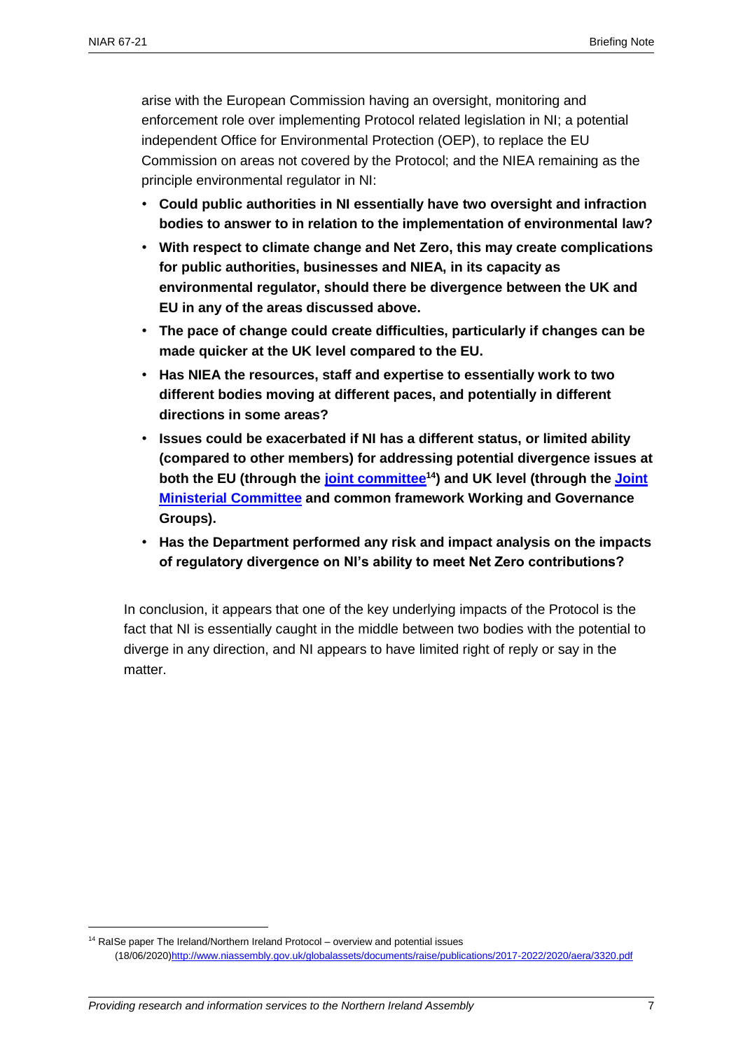arise with the European Commission having an oversight, monitoring and enforcement role over implementing Protocol related legislation in NI; a potential independent Office for Environmental Protection (OEP), to replace the EU Commission on areas not covered by the Protocol; and the NIEA remaining as the principle environmental regulator in NI:

- **Could public authorities in NI essentially have two oversight and infraction bodies to answer to in relation to the implementation of environmental law?**
- **With respect to climate change and Net Zero, this may create complications for public authorities, businesses and NIEA, in its capacity as environmental regulator, should there be divergence between the UK and EU in any of the areas discussed above.**
- **The pace of change could create difficulties, particularly if changes can be made quicker at the UK level compared to the EU.**
- **Has NIEA the resources, staff and expertise to essentially work to two different bodies moving at different paces, and potentially in different directions in some areas?**
- **Issues could be exacerbated if NI has a different status, or limited ability (compared to other members) for addressing potential divergence issues at both the EU (through the joint committee[14]) and UK level (through the Joint Ministerial Committee and common framework Working and Governance Groups).**
- **Has the Department performed any risk and impact analysis on the impacts of regulatory divergence on NI's ability to meet Net Zero contributions?**

In conclusion, it appears that one of the key underlying impacts of the Protocol is the fact that NI is essentially caught in the middle between two bodies with the potential to diverge in any direction, and NI appears to have limited right of reply or say in the matter.

[14] RaISe paper The Ireland/Northern Ireland Protocol – overview and potential issues (18/06/2020)http://www.niassembly.gov.uk/globalassets/documents/raise/publications/2017-2022/2020/aera/3320.pdf